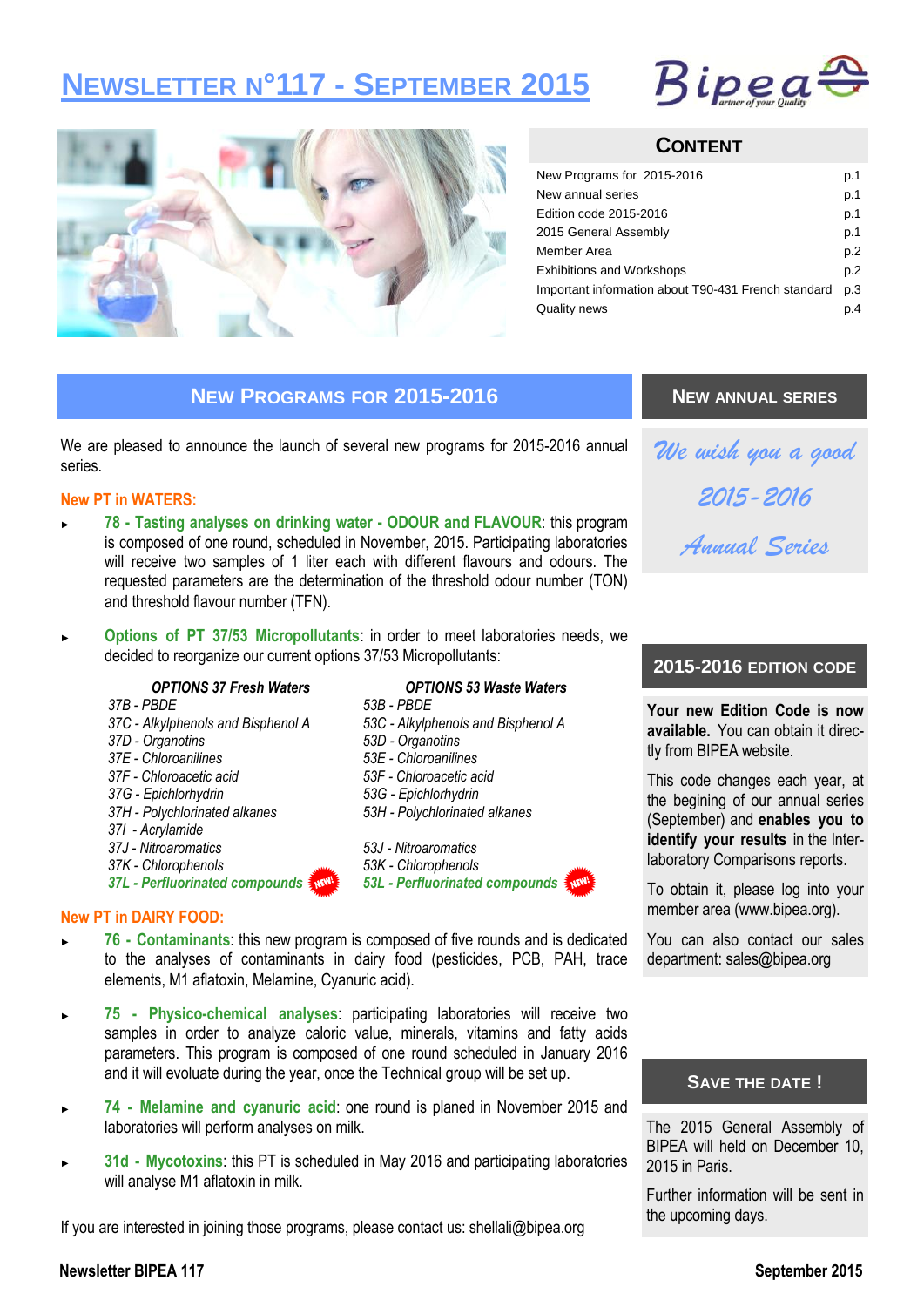# Newsletter n°117 - September 2015

## Content

| | |
|---|---|
| New Programs for 2015-2016 | p.1 |
| New annual series | p.1 |
| Edition code 2015-2016 | p.1 |
| 2015 General Assembly | p.1 |
| Member Area | p.2 |
| Exhibitions and Workshops | p.2 |
| Important information about T90-431 French standard | p.3 |
| Quality news | p.4 |

## New Programs for 2015-2016

We are pleased to announce the launch of several new programs for 2015-2016 annual series.

### New PT in WATERS:

- **78 - Tasting analyses on drinking water - ODOUR and FLAVOUR**: this program is composed of one round, scheduled in November, 2015. Participating laboratories will receive two samples of 1 liter each with different flavours and odours. The requested parameters are the determination of the threshold odour number (TON) and threshold flavour number (TFN).

- **Options of PT 37/53 Micropollutants**: in order to meet laboratories needs, we decided to reorganize our current options 37/53 Micropollutants:

| *OPTIONS 37 Fresh Waters* | *OPTIONS 53 Waste Waters* |
|---|---|
| *37B - PBDE* | *53B - PBDE* |
| *37C - Alkylphenols and Bisphenol A* | *53C - Alkylphenols and Bisphenol A* |
| *37D - Organotins* | *53D - Organotins* |
| *37E - Chloroanilines* | *53E - Chloroanilines* |
| *37F - Chloroacetic acid* | *53F - Chloroacetic acid* |
| *37G - Epichlorhydrin* | *53G - Epichlorhydrin* |
| *37H - Polychlorinated alkanes* | *53H - Polychlorinated alkanes* |
| *37I - Acrylamide* | |
| *37J - Nitroaromatics* | *53J - Nitroaromatics* |
| *37K - Chlorophenols* | *53K - Chlorophenols* |
| ***37L - Perfluorinated compounds*** NEW! | ***53L - Perfluorinated compounds*** NEW! |

### New PT in DAIRY FOOD:

- **76 - Contaminants**: this new program is composed of five rounds and is dedicated to the analyses of contaminants in dairy food (pesticides, PCB, PAH, trace elements, M1 aflatoxin, Melamine, Cyanuric acid).

- **75 - Physico-chemical analyses**: participating laboratories will receive two samples in order to analyze caloric value, minerals, vitamins and fatty acids parameters. This program is composed of one round scheduled in January 2016 and it will evoluate during the year, once the Technical group will be set up.

- **74 - Melamine and cyanuric acid**: one round is planed in November 2015 and laboratories will perform analyses on milk.

- **31d - Mycotoxins**: this PT is scheduled in May 2016 and participating laboratories will analyse M1 aflatoxin in milk.

If you are interested in joining those programs, please contact us: shellali@bipea.org

## New Annual Series

*We wish you a good 2015-2016 Annual Series*

## 2015-2016 Edition Code

**Your new Edition Code is now available.** You can obtain it directly from BIPEA website.

This code changes each year, at the begining of our annual series (September) and **enables you to identify your results** in the Interlaboratory Comparisons reports.

To obtain it, please log into your member area (www.bipea.org).

You can also contact our sales department: sales@bipea.org

## Save the Date !

The 2015 General Assembly of BIPEA will held on December 10, 2015 in Paris.

Further information will be sent in the upcoming days.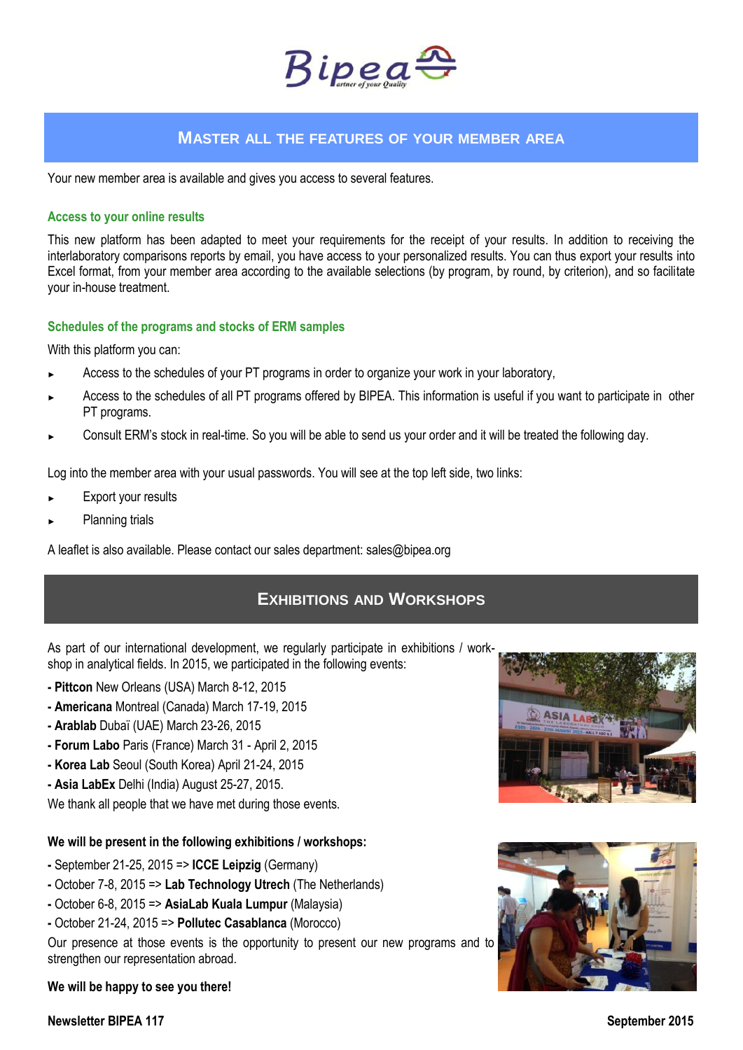## Master all the features of your member area

Your new member area is available and gives you access to several features.

### Access to your online results

This new platform has been adapted to meet your requirements for the receipt of your results. In addition to receiving the interlaboratory comparisons reports by email, you have access to your personalized results. You can thus export your results into Excel format, from your member area according to the available selections (by program, by round, by criterion), and so facilitate your in-house treatment.

### Schedules of the programs and stocks of ERM samples

With this platform you can:

- Access to the schedules of your PT programs in order to organize your work in your laboratory,
- Access to the schedules of all PT programs offered by BIPEA. This information is useful if you want to participate in other PT programs.
- Consult ERM's stock in real-time. So you will be able to send us your order and it will be treated the following day.

Log into the member area with your usual passwords. You will see at the top left side, two links:

- Export your results
- Planning trials

A leaflet is also available. Please contact our sales department: sales@bipea.org

## Exhibitions and Workshops

As part of our international development, we regularly participate in exhibitions / work-shop in analytical fields. In 2015, we participated in the following events:

- **Pittcon** New Orleans (USA) March 8-12, 2015
- **Americana** Montreal (Canada) March 17-19, 2015
- **Arablab** Dubaï (UAE) March 23-26, 2015
- **Forum Labo** Paris (France) March 31 - April 2, 2015
- **Korea Lab** Seoul (South Korea) April 21-24, 2015
- **Asia LabEx** Delhi (India) August 25-27, 2015.

We thank all people that we have met during those events.

**We will be present in the following exhibitions / workshops:**

- September 21-25, 2015 => **ICCE Leipzig** (Germany)
- October 7-8, 2015 => **Lab Technology Utrech** (The Netherlands)
- October 6-8, 2015 => **AsiaLab Kuala Lumpur** (Malaysia)
- October 21-24, 2015 => **Pollutec Casablanca** (Morocco)

Our presence at those events is the opportunity to present our new programs and to strengthen our representation abroad.

**We will be happy to see you there!**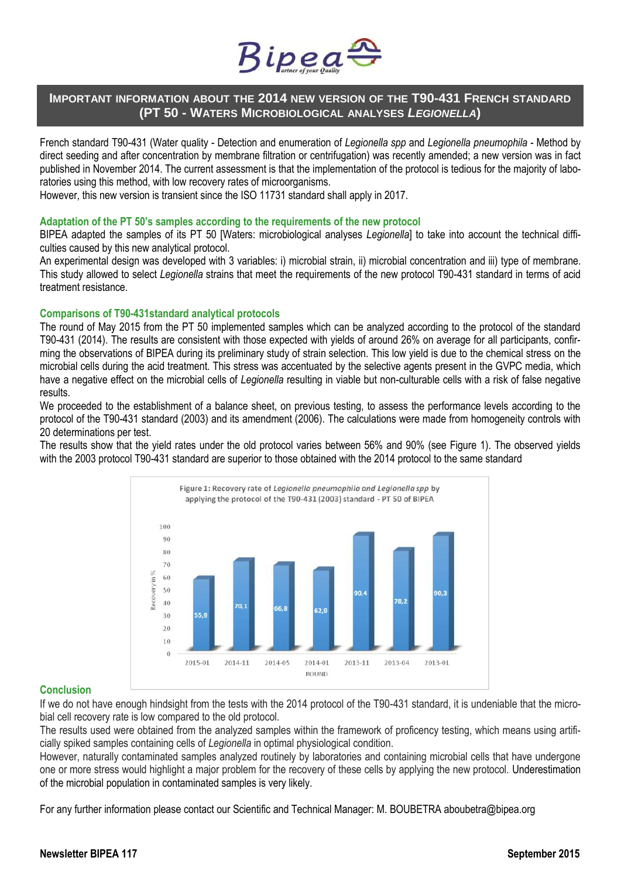## IMPORTANT INFORMATION ABOUT THE 2014 NEW VERSION OF THE T90-431 FRENCH STANDARD (PT 50 - WATERS MICROBIOLOGICAL ANALYSES *LEGIONELLA*)

French standard T90-431 (Water quality - Detection and enumeration of *Legionella spp* and *Legionella pneumophila* - Method by direct seeding and after concentration by membrane filtration or centrifugation) was recently amended; a new version was in fact published in November 2014. The current assessment is that the implementation of the protocol is tedious for the majority of laboratories using this method, with low recovery rates of microorganisms.

However, this new version is transient since the ISO 11731 standard shall apply in 2017.

### Adaptation of the PT 50's samples according to the requirements of the new protocol

BIPEA adapted the samples of its PT 50 [Waters: microbiological analyses *Legionella*] to take into account the technical difficulties caused by this new analytical protocol.

An experimental design was developed with 3 variables: i) microbial strain, ii) microbial concentration and iii) type of membrane. This study allowed to select *Legionella* strains that meet the requirements of the new protocol T90-431 standard in terms of acid treatment resistance.

### Comparisons of T90-431standard analytical protocols

The round of May 2015 from the PT 50 implemented samples which can be analyzed according to the protocol of the standard T90-431 (2014). The results are consistent with those expected with yields of around 26% on average for all participants, confirming the observations of BIPEA during its preliminary study of strain selection. This low yield is due to the chemical stress on the microbial cells during the acid treatment. This stress was accentuated by the selective agents present in the GVPC media, which have a negative effect on the microbial cells of *Legionella* resulting in viable but non-culturable cells with a risk of false negative results.

We proceeded to the establishment of a balance sheet, on previous testing, to assess the performance levels according to the protocol of the T90-431 standard (2003) and its amendment (2006). The calculations were made from homogeneity controls with 20 determinations per test.

The results show that the yield rates under the old protocol varies between 56% and 90% (see Figure 1). The observed yields with the 2003 protocol T90-431 standard are superior to those obtained with the 2014 protocol to the same standard

Figure 1: Recovery rate of *Legionella pneumophila and Legionella spp* by applying the protocol of the T90-431 (2003) standard - PT 50 of BIPEA

| ROUND | 2015-01 | 2014-11 | 2014-05 | 2014-01 | 2013-11 | 2013-04 | 2013-01 |
|---|---|---|---|---|---|---|---|
| Recovery in % | 55,9 | 70,1 | 66,8 | 62,9 | 90,4 | 78,2 | 90,3 |

### Conclusion

If we do not have enough hindsight from the tests with the 2014 protocol of the T90-431 standard, it is undeniable that the microbial cell recovery rate is low compared to the old protocol.

The results used were obtained from the analyzed samples within the framework of proficency testing, which means using artificially spiked samples containing cells of *Legionella* in optimal physiological condition.

However, naturally contaminated samples analyzed routinely by laboratories and containing microbial cells that have undergone one or more stress would highlight a major problem for the recovery of these cells by applying the new protocol. Underestimation of the microbial population in contaminated samples is very likely.

For any further information please contact our Scientific and Technical Manager: M. BOUBETRA aboubetra@bipea.org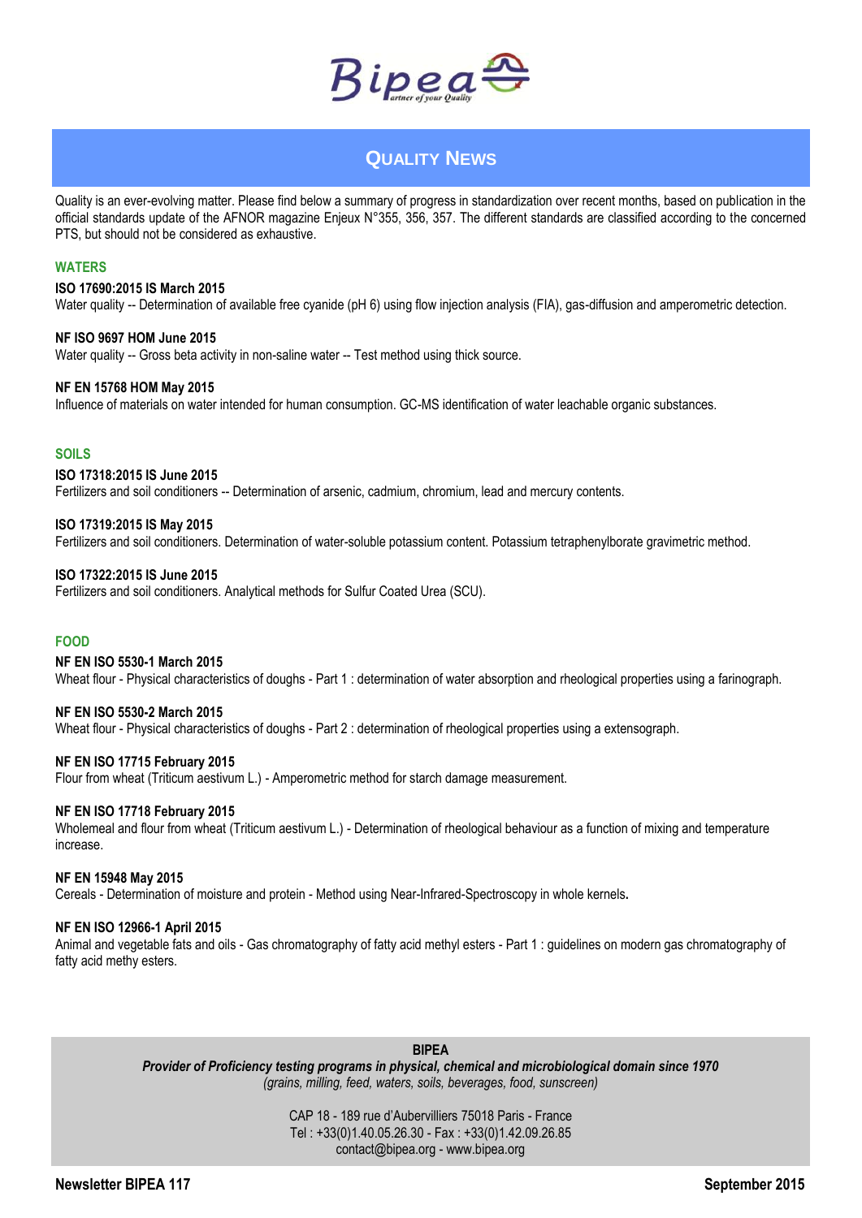# Quality News

Quality is an ever-evolving matter. Please find below a summary of progress in standardization over recent months, based on publication in the official standards update of the AFNOR magazine Enjeux N°355, 356, 357. The different standards are classified according to the concerned PTS, but should not be considered as exhaustive.

## WATERS

**ISO 17690:2015 IS March 2015**
Water quality -- Determination of available free cyanide (pH 6) using flow injection analysis (FIA), gas-diffusion and amperometric detection.

**NF ISO 9697 HOM June 2015**
Water quality -- Gross beta activity in non-saline water -- Test method using thick source.

**NF EN 15768 HOM May 2015**
Influence of materials on water intended for human consumption. GC-MS identification of water leachable organic substances.

## SOILS

**ISO 17318:2015 IS June 2015**
Fertilizers and soil conditioners -- Determination of arsenic, cadmium, chromium, lead and mercury contents.

**ISO 17319:2015 IS May 2015**
Fertilizers and soil conditioners. Determination of water-soluble potassium content. Potassium tetraphenylborate gravimetric method.

**ISO 17322:2015 IS June 2015**
Fertilizers and soil conditioners. Analytical methods for Sulfur Coated Urea (SCU).

## FOOD

**NF EN ISO 5530-1 March 2015**
Wheat flour - Physical characteristics of doughs - Part 1 : determination of water absorption and rheological properties using a farinograph.

**NF EN ISO 5530-2 March 2015**
Wheat flour - Physical characteristics of doughs - Part 2 : determination of rheological properties using a extensograph.

**NF EN ISO 17715 February 2015**
Flour from wheat (Triticum aestivum L.) - Amperometric method for starch damage measurement.

**NF EN ISO 17718 February 2015**
Wholemeal and flour from wheat (Triticum aestivum L.) - Determination of rheological behaviour as a function of mixing and temperature increase.

**NF EN 15948 May 2015**
Cereals - Determination of moisture and protein - Method using Near-Infrared-Spectroscopy in whole kernels.

**NF EN ISO 12966-1 April 2015**
Animal and vegetable fats and oils - Gas chromatography of fatty acid methyl esters - Part 1 : guidelines on modern gas chromatography of fatty acid methy esters.

**BIPEA**
***Provider of Proficiency testing programs in physical, chemical and microbiological domain since 1970***
*(grains, milling, feed, waters, soils, beverages, food, sunscreen)*

CAP 18 - 189 rue d'Aubervilliers 75018 Paris - France
Tel : +33(0)1.40.05.26.30 - Fax : +33(0)1.42.09.26.85
contact@bipea.org - www.bipea.org

**Newsletter BIPEA 117** **September 2015**